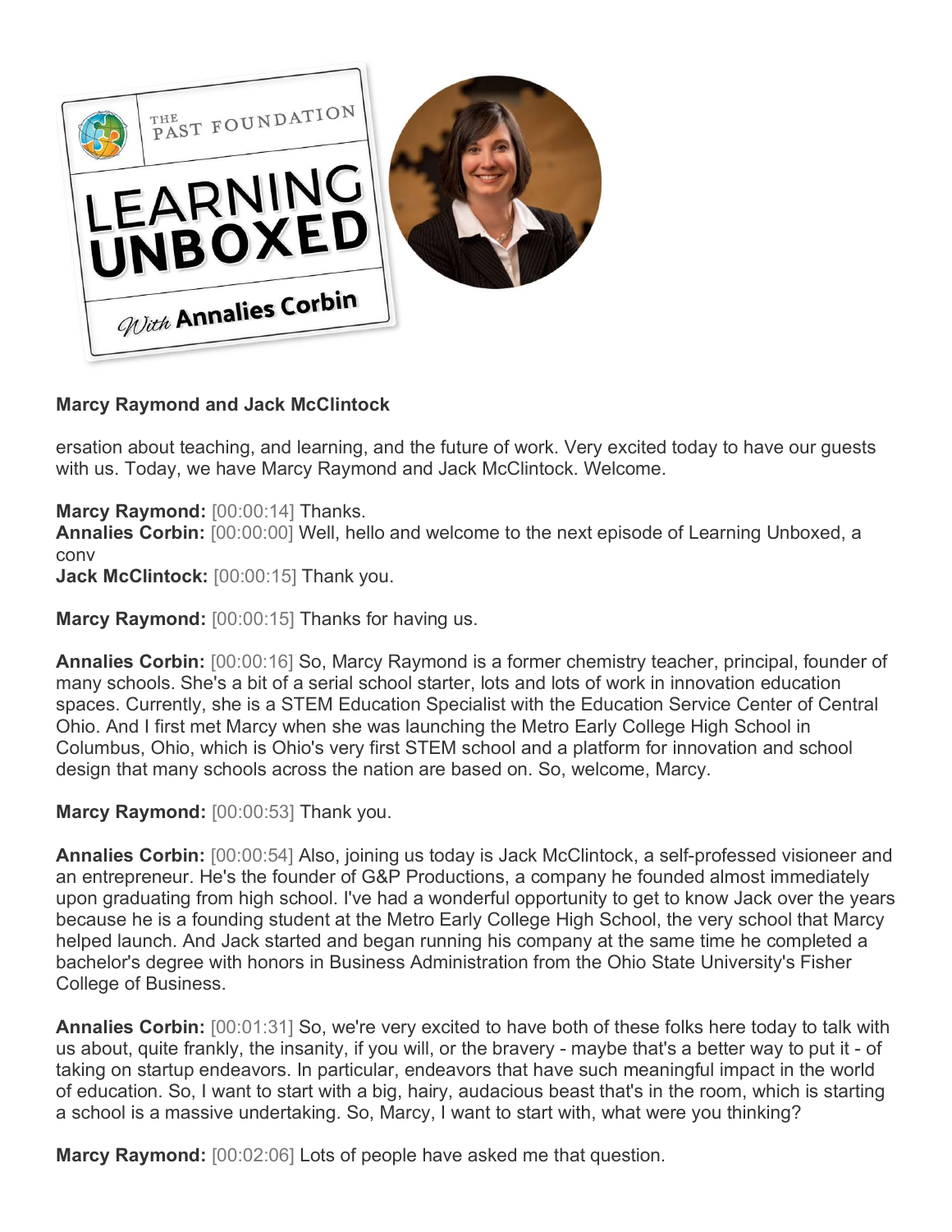**Marcy Raymond and Jack McClintock**

ersation about teaching, and learning, and the future of work. Very excited today to have our guests with us. Today, we have Marcy Raymond and Jack McClintock. Welcome.

**Marcy Raymond:** [00:00:14] Thanks.
**Annalies Corbin:** [00:00:00] Well, hello and welcome to the next episode of Learning Unboxed, a conv
**Jack McClintock:** [00:00:15] Thank you.

**Marcy Raymond:** [00:00:15] Thanks for having us.

**Annalies Corbin:** [00:00:16] So, Marcy Raymond is a former chemistry teacher, principal, founder of many schools. She's a bit of a serial school starter, lots and lots of work in innovation education spaces. Currently, she is a STEM Education Specialist with the Education Service Center of Central Ohio. And I first met Marcy when she was launching the Metro Early College High School in Columbus, Ohio, which is Ohio's very first STEM school and a platform for innovation and school design that many schools across the nation are based on. So, welcome, Marcy.

**Marcy Raymond:** [00:00:53] Thank you.

**Annalies Corbin:** [00:00:54] Also, joining us today is Jack McClintock, a self-professed visioneer and an entrepreneur. He's the founder of G&P Productions, a company he founded almost immediately upon graduating from high school. I've had a wonderful opportunity to get to know Jack over the years because he is a founding student at the Metro Early College High School, the very school that Marcy helped launch. And Jack started and began running his company at the same time he completed a bachelor's degree with honors in Business Administration from the Ohio State University's Fisher College of Business.

**Annalies Corbin:** [00:01:31] So, we're very excited to have both of these folks here today to talk with us about, quite frankly, the insanity, if you will, or the bravery - maybe that's a better way to put it - of taking on startup endeavors. In particular, endeavors that have such meaningful impact in the world of education. So, I want to start with a big, hairy, audacious beast that's in the room, which is starting a school is a massive undertaking. So, Marcy, I want to start with, what were you thinking?

**Marcy Raymond:** [00:02:06] Lots of people have asked me that question.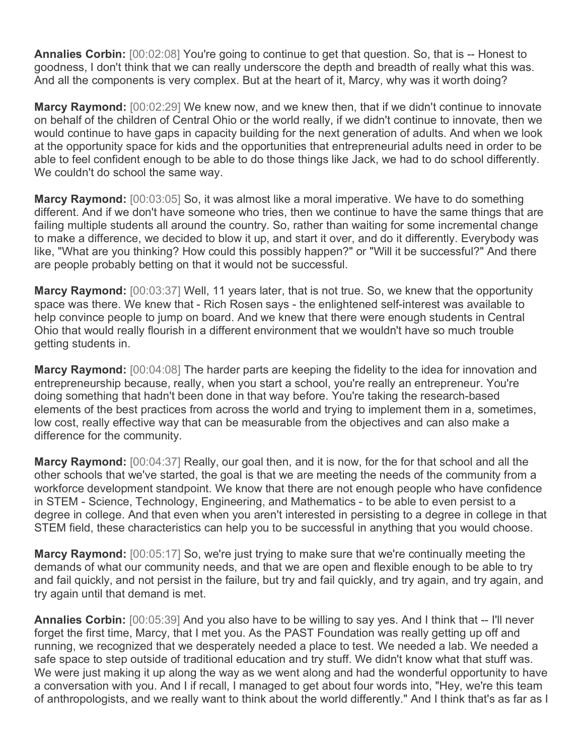**Annalies Corbin:** [00:02:08] You're going to continue to get that question. So, that is -- Honest to goodness, I don't think that we can really underscore the depth and breadth of really what this was. And all the components is very complex. But at the heart of it, Marcy, why was it worth doing?

**Marcy Raymond:** [00:02:29] We knew now, and we knew then, that if we didn't continue to innovate on behalf of the children of Central Ohio or the world really, if we didn't continue to innovate, then we would continue to have gaps in capacity building for the next generation of adults. And when we look at the opportunity space for kids and the opportunities that entrepreneurial adults need in order to be able to feel confident enough to be able to do those things like Jack, we had to do school differently. We couldn't do school the same way.

**Marcy Raymond:** [00:03:05] So, it was almost like a moral imperative. We have to do something different. And if we don't have someone who tries, then we continue to have the same things that are failing multiple students all around the country. So, rather than waiting for some incremental change to make a difference, we decided to blow it up, and start it over, and do it differently. Everybody was like, "What are you thinking? How could this possibly happen?" or "Will it be successful?" And there are people probably betting on that it would not be successful.

**Marcy Raymond:** [00:03:37] Well, 11 years later, that is not true. So, we knew that the opportunity space was there. We knew that - Rich Rosen says - the enlightened self-interest was available to help convince people to jump on board. And we knew that there were enough students in Central Ohio that would really flourish in a different environment that we wouldn't have so much trouble getting students in.

**Marcy Raymond:** [00:04:08] The harder parts are keeping the fidelity to the idea for innovation and entrepreneurship because, really, when you start a school, you're really an entrepreneur. You're doing something that hadn't been done in that way before. You're taking the research-based elements of the best practices from across the world and trying to implement them in a, sometimes, low cost, really effective way that can be measurable from the objectives and can also make a difference for the community.

**Marcy Raymond:** [00:04:37] Really, our goal then, and it is now, for the for that school and all the other schools that we've started, the goal is that we are meeting the needs of the community from a workforce development standpoint. We know that there are not enough people who have confidence in STEM - Science, Technology, Engineering, and Mathematics - to be able to even persist to a degree in college. And that even when you aren't interested in persisting to a degree in college in that STEM field, these characteristics can help you to be successful in anything that you would choose.

**Marcy Raymond:** [00:05:17] So, we're just trying to make sure that we're continually meeting the demands of what our community needs, and that we are open and flexible enough to be able to try and fail quickly, and not persist in the failure, but try and fail quickly, and try again, and try again, and try again until that demand is met.

**Annalies Corbin:** [00:05:39] And you also have to be willing to say yes. And I think that -- I'll never forget the first time, Marcy, that I met you. As the PAST Foundation was really getting up off and running, we recognized that we desperately needed a place to test. We needed a lab. We needed a safe space to step outside of traditional education and try stuff. We didn't know what that stuff was. We were just making it up along the way as we went along and had the wonderful opportunity to have a conversation with you. And I if recall, I managed to get about four words into, "Hey, we're this team of anthropologists, and we really want to think about the world differently." And I think that's as far as I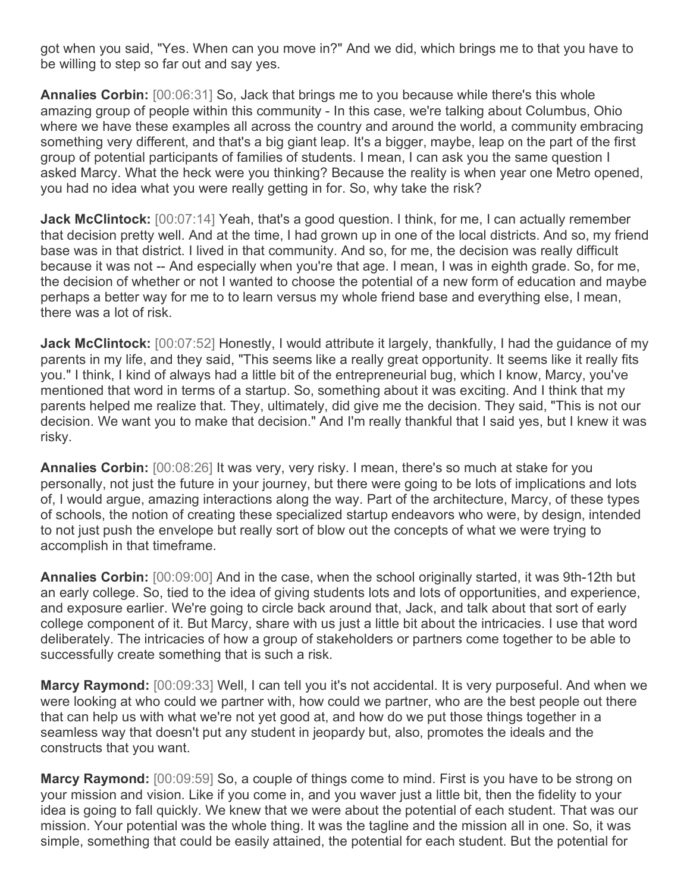got when you said, "Yes. When can you move in?" And we did, which brings me to that you have to be willing to step so far out and say yes.

**Annalies Corbin:** [00:06:31] So, Jack that brings me to you because while there's this whole amazing group of people within this community - In this case, we're talking about Columbus, Ohio where we have these examples all across the country and around the world, a community embracing something very different, and that's a big giant leap. It's a bigger, maybe, leap on the part of the first group of potential participants of families of students. I mean, I can ask you the same question I asked Marcy. What the heck were you thinking? Because the reality is when year one Metro opened, you had no idea what you were really getting in for. So, why take the risk?

**Jack McClintock:** [00:07:14] Yeah, that's a good question. I think, for me, I can actually remember that decision pretty well. And at the time, I had grown up in one of the local districts. And so, my friend base was in that district. I lived in that community. And so, for me, the decision was really difficult because it was not -- And especially when you're that age. I mean, I was in eighth grade. So, for me, the decision of whether or not I wanted to choose the potential of a new form of education and maybe perhaps a better way for me to to learn versus my whole friend base and everything else, I mean, there was a lot of risk.

**Jack McClintock:** [00:07:52] Honestly, I would attribute it largely, thankfully, I had the guidance of my parents in my life, and they said, "This seems like a really great opportunity. It seems like it really fits you." I think, I kind of always had a little bit of the entrepreneurial bug, which I know, Marcy, you've mentioned that word in terms of a startup. So, something about it was exciting. And I think that my parents helped me realize that. They, ultimately, did give me the decision. They said, "This is not our decision. We want you to make that decision." And I'm really thankful that I said yes, but I knew it was risky.

**Annalies Corbin:** [00:08:26] It was very, very risky. I mean, there's so much at stake for you personally, not just the future in your journey, but there were going to be lots of implications and lots of, I would argue, amazing interactions along the way. Part of the architecture, Marcy, of these types of schools, the notion of creating these specialized startup endeavors who were, by design, intended to not just push the envelope but really sort of blow out the concepts of what we were trying to accomplish in that timeframe.

**Annalies Corbin:** [00:09:00] And in the case, when the school originally started, it was 9th-12th but an early college. So, tied to the idea of giving students lots and lots of opportunities, and experience, and exposure earlier. We're going to circle back around that, Jack, and talk about that sort of early college component of it. But Marcy, share with us just a little bit about the intricacies. I use that word deliberately. The intricacies of how a group of stakeholders or partners come together to be able to successfully create something that is such a risk.

**Marcy Raymond:** [00:09:33] Well, I can tell you it's not accidental. It is very purposeful. And when we were looking at who could we partner with, how could we partner, who are the best people out there that can help us with what we're not yet good at, and how do we put those things together in a seamless way that doesn't put any student in jeopardy but, also, promotes the ideals and the constructs that you want.

**Marcy Raymond:** [00:09:59] So, a couple of things come to mind. First is you have to be strong on your mission and vision. Like if you come in, and you waver just a little bit, then the fidelity to your idea is going to fall quickly. We knew that we were about the potential of each student. That was our mission. Your potential was the whole thing. It was the tagline and the mission all in one. So, it was simple, something that could be easily attained, the potential for each student. But the potential for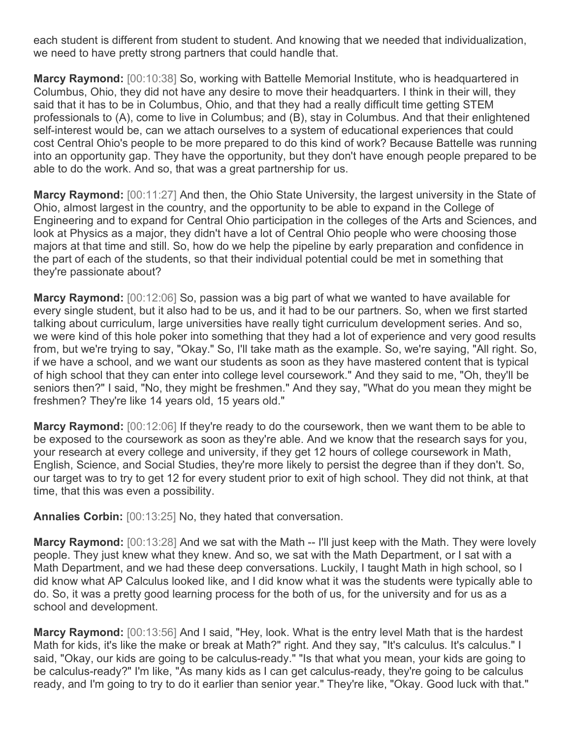each student is different from student to student. And knowing that we needed that individualization, we need to have pretty strong partners that could handle that.

**Marcy Raymond:** [00:10:38] So, working with Battelle Memorial Institute, who is headquartered in Columbus, Ohio, they did not have any desire to move their headquarters. I think in their will, they said that it has to be in Columbus, Ohio, and that they had a really difficult time getting STEM professionals to (A), come to live in Columbus; and (B), stay in Columbus. And that their enlightened self-interest would be, can we attach ourselves to a system of educational experiences that could cost Central Ohio's people to be more prepared to do this kind of work? Because Battelle was running into an opportunity gap. They have the opportunity, but they don't have enough people prepared to be able to do the work. And so, that was a great partnership for us.

**Marcy Raymond:** [00:11:27] And then, the Ohio State University, the largest university in the State of Ohio, almost largest in the country, and the opportunity to be able to expand in the College of Engineering and to expand for Central Ohio participation in the colleges of the Arts and Sciences, and look at Physics as a major, they didn't have a lot of Central Ohio people who were choosing those majors at that time and still. So, how do we help the pipeline by early preparation and confidence in the part of each of the students, so that their individual potential could be met in something that they're passionate about?

**Marcy Raymond:** [00:12:06] So, passion was a big part of what we wanted to have available for every single student, but it also had to be us, and it had to be our partners. So, when we first started talking about curriculum, large universities have really tight curriculum development series. And so, we were kind of this hole poker into something that they had a lot of experience and very good results from, but we're trying to say, "Okay." So, I'll take math as the example. So, we're saying, "All right. So, if we have a school, and we want our students as soon as they have mastered content that is typical of high school that they can enter into college level coursework." And they said to me, "Oh, they'll be seniors then?" I said, "No, they might be freshmen." And they say, "What do you mean they might be freshmen? They're like 14 years old, 15 years old."

**Marcy Raymond:** [00:12:06] If they're ready to do the coursework, then we want them to be able to be exposed to the coursework as soon as they're able. And we know that the research says for you, your research at every college and university, if they get 12 hours of college coursework in Math, English, Science, and Social Studies, they're more likely to persist the degree than if they don't. So, our target was to try to get 12 for every student prior to exit of high school. They did not think, at that time, that this was even a possibility.

**Annalies Corbin:** [00:13:25] No, they hated that conversation.

**Marcy Raymond:** [00:13:28] And we sat with the Math -- I'll just keep with the Math. They were lovely people. They just knew what they knew. And so, we sat with the Math Department, or I sat with a Math Department, and we had these deep conversations. Luckily, I taught Math in high school, so I did know what AP Calculus looked like, and I did know what it was the students were typically able to do. So, it was a pretty good learning process for the both of us, for the university and for us as a school and development.

**Marcy Raymond:** [00:13:56] And I said, "Hey, look. What is the entry level Math that is the hardest Math for kids, it's like the make or break at Math?" right. And they say, "It's calculus. It's calculus." I said, "Okay, our kids are going to be calculus-ready." "Is that what you mean, your kids are going to be calculus-ready?" I'm like, "As many kids as I can get calculus-ready, they're going to be calculus ready, and I'm going to try to do it earlier than senior year." They're like, "Okay. Good luck with that."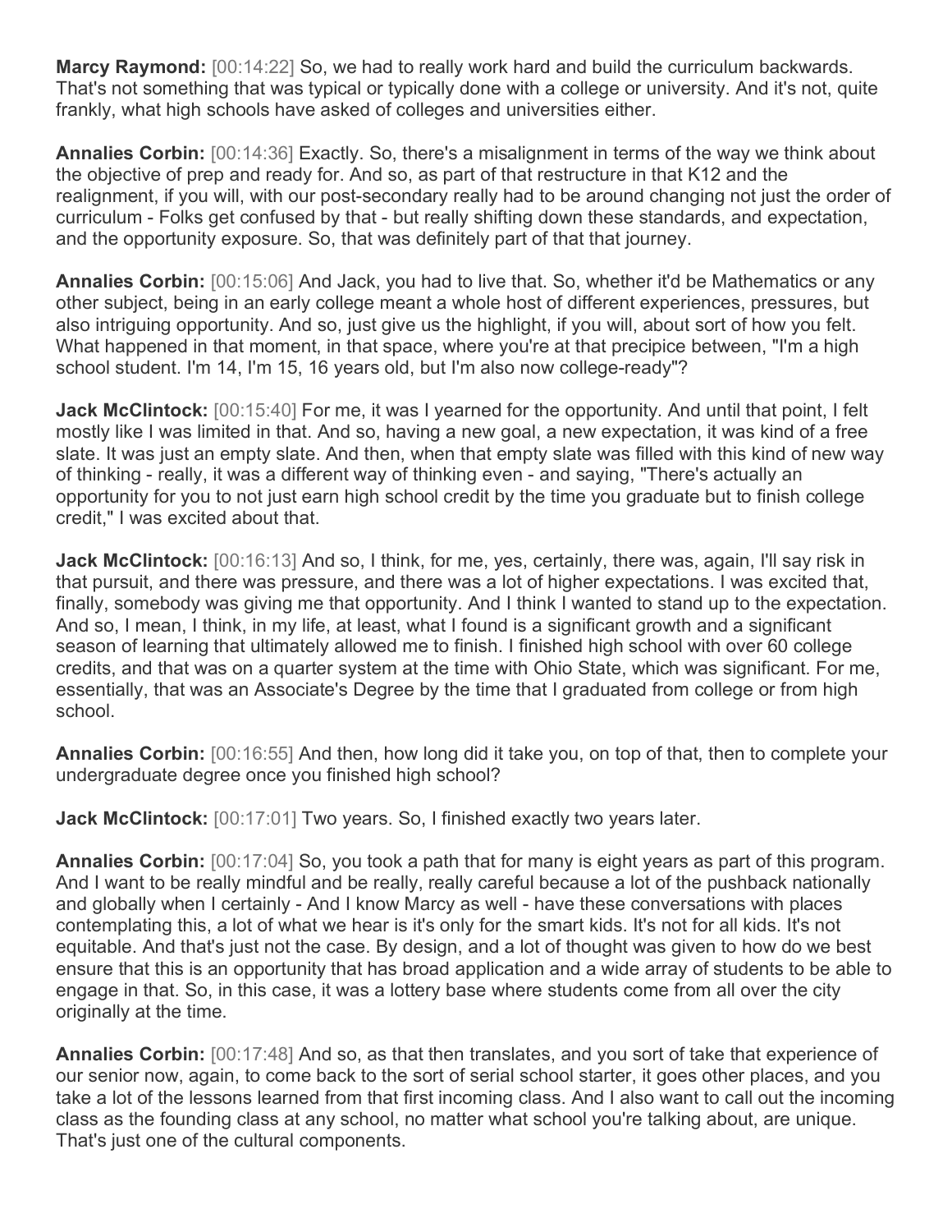**Marcy Raymond:** [00:14:22] So, we had to really work hard and build the curriculum backwards. That's not something that was typical or typically done with a college or university. And it's not, quite frankly, what high schools have asked of colleges and universities either.

**Annalies Corbin:** [00:14:36] Exactly. So, there's a misalignment in terms of the way we think about the objective of prep and ready for. And so, as part of that restructure in that K12 and the realignment, if you will, with our post-secondary really had to be around changing not just the order of curriculum - Folks get confused by that - but really shifting down these standards, and expectation, and the opportunity exposure. So, that was definitely part of that that journey.

**Annalies Corbin:** [00:15:06] And Jack, you had to live that. So, whether it'd be Mathematics or any other subject, being in an early college meant a whole host of different experiences, pressures, but also intriguing opportunity. And so, just give us the highlight, if you will, about sort of how you felt. What happened in that moment, in that space, where you're at that precipice between, "I'm a high school student. I'm 14, I'm 15, 16 years old, but I'm also now college-ready"?

**Jack McClintock:** [00:15:40] For me, it was I yearned for the opportunity. And until that point, I felt mostly like I was limited in that. And so, having a new goal, a new expectation, it was kind of a free slate. It was just an empty slate. And then, when that empty slate was filled with this kind of new way of thinking - really, it was a different way of thinking even - and saying, "There's actually an opportunity for you to not just earn high school credit by the time you graduate but to finish college credit," I was excited about that.

**Jack McClintock:** [00:16:13] And so, I think, for me, yes, certainly, there was, again, I'll say risk in that pursuit, and there was pressure, and there was a lot of higher expectations. I was excited that, finally, somebody was giving me that opportunity. And I think I wanted to stand up to the expectation. And so, I mean, I think, in my life, at least, what I found is a significant growth and a significant season of learning that ultimately allowed me to finish. I finished high school with over 60 college credits, and that was on a quarter system at the time with Ohio State, which was significant. For me, essentially, that was an Associate's Degree by the time that I graduated from college or from high school.

**Annalies Corbin:** [00:16:55] And then, how long did it take you, on top of that, then to complete your undergraduate degree once you finished high school?

**Jack McClintock:** [00:17:01] Two years. So, I finished exactly two years later.

**Annalies Corbin:** [00:17:04] So, you took a path that for many is eight years as part of this program. And I want to be really mindful and be really, really careful because a lot of the pushback nationally and globally when I certainly - And I know Marcy as well - have these conversations with places contemplating this, a lot of what we hear is it's only for the smart kids. It's not for all kids. It's not equitable. And that's just not the case. By design, and a lot of thought was given to how do we best ensure that this is an opportunity that has broad application and a wide array of students to be able to engage in that. So, in this case, it was a lottery base where students come from all over the city originally at the time.

**Annalies Corbin:** [00:17:48] And so, as that then translates, and you sort of take that experience of our senior now, again, to come back to the sort of serial school starter, it goes other places, and you take a lot of the lessons learned from that first incoming class. And I also want to call out the incoming class as the founding class at any school, no matter what school you're talking about, are unique. That's just one of the cultural components.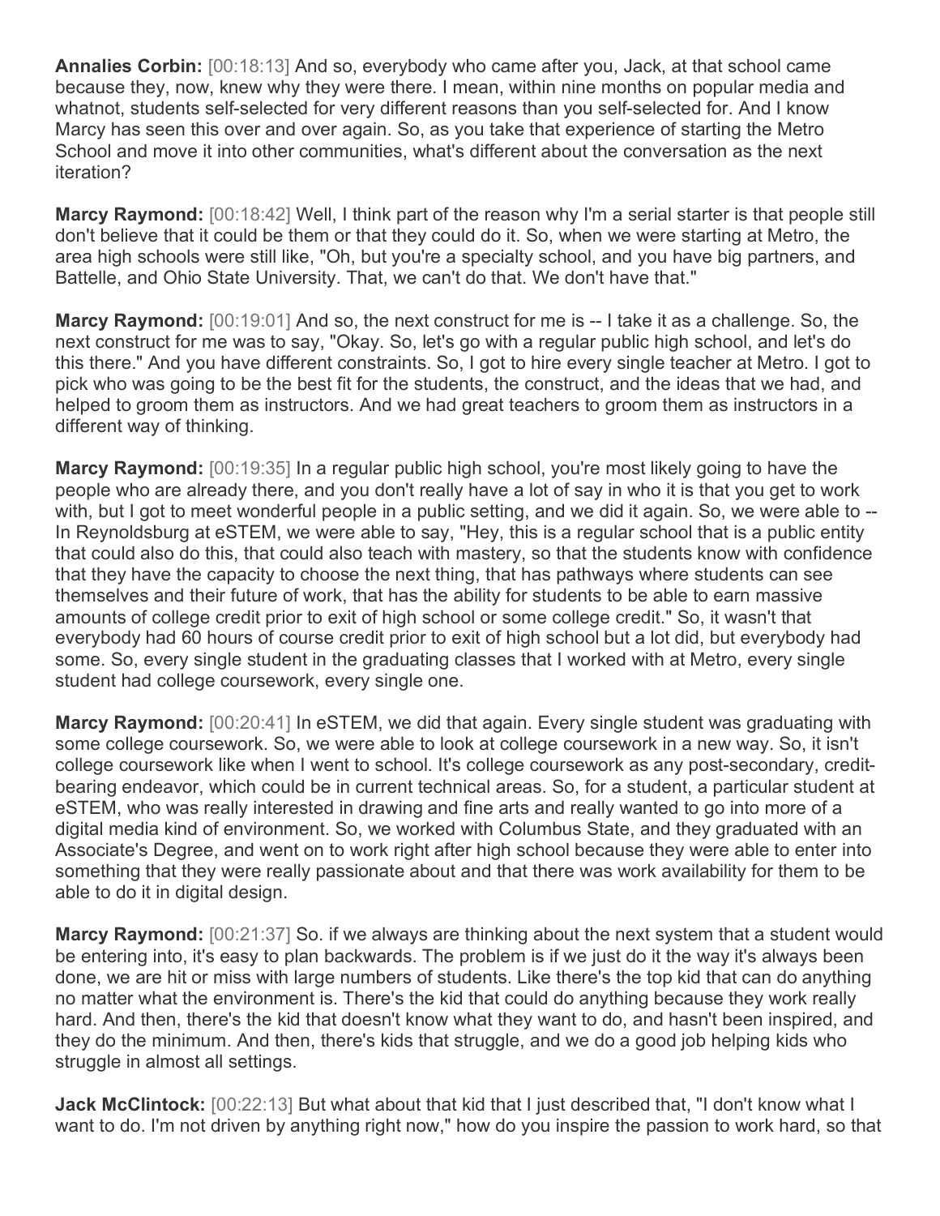**Annalies Corbin:** [00:18:13] And so, everybody who came after you, Jack, at that school came because they, now, knew why they were there. I mean, within nine months on popular media and whatnot, students self-selected for very different reasons than you self-selected for. And I know Marcy has seen this over and over again. So, as you take that experience of starting the Metro School and move it into other communities, what's different about the conversation as the next iteration?

**Marcy Raymond:** [00:18:42] Well, I think part of the reason why I'm a serial starter is that people still don't believe that it could be them or that they could do it. So, when we were starting at Metro, the area high schools were still like, "Oh, but you're a specialty school, and you have big partners, and Battelle, and Ohio State University. That, we can't do that. We don't have that."

**Marcy Raymond:** [00:19:01] And so, the next construct for me is -- I take it as a challenge. So, the next construct for me was to say, "Okay. So, let's go with a regular public high school, and let's do this there." And you have different constraints. So, I got to hire every single teacher at Metro. I got to pick who was going to be the best fit for the students, the construct, and the ideas that we had, and helped to groom them as instructors. And we had great teachers to groom them as instructors in a different way of thinking.

**Marcy Raymond:** [00:19:35] In a regular public high school, you're most likely going to have the people who are already there, and you don't really have a lot of say in who it is that you get to work with, but I got to meet wonderful people in a public setting, and we did it again. So, we were able to -- In Reynoldsburg at eSTEM, we were able to say, "Hey, this is a regular school that is a public entity that could also do this, that could also teach with mastery, so that the students know with confidence that they have the capacity to choose the next thing, that has pathways where students can see themselves and their future of work, that has the ability for students to be able to earn massive amounts of college credit prior to exit of high school or some college credit." So, it wasn't that everybody had 60 hours of course credit prior to exit of high school but a lot did, but everybody had some. So, every single student in the graduating classes that I worked with at Metro, every single student had college coursework, every single one.

**Marcy Raymond:** [00:20:41] In eSTEM, we did that again. Every single student was graduating with some college coursework. So, we were able to look at college coursework in a new way. So, it isn't college coursework like when I went to school. It's college coursework as any post-secondary, credit-bearing endeavor, which could be in current technical areas. So, for a student, a particular student at eSTEM, who was really interested in drawing and fine arts and really wanted to go into more of a digital media kind of environment. So, we worked with Columbus State, and they graduated with an Associate's Degree, and went on to work right after high school because they were able to enter into something that they were really passionate about and that there was work availability for them to be able to do it in digital design.

**Marcy Raymond:** [00:21:37] So. if we always are thinking about the next system that a student would be entering into, it's easy to plan backwards. The problem is if we just do it the way it's always been done, we are hit or miss with large numbers of students. Like there's the top kid that can do anything no matter what the environment is. There's the kid that could do anything because they work really hard. And then, there's the kid that doesn't know what they want to do, and hasn't been inspired, and they do the minimum. And then, there's kids that struggle, and we do a good job helping kids who struggle in almost all settings.

**Jack McClintock:** [00:22:13] But what about that kid that I just described that, "I don't know what I want to do. I'm not driven by anything right now," how do you inspire the passion to work hard, so that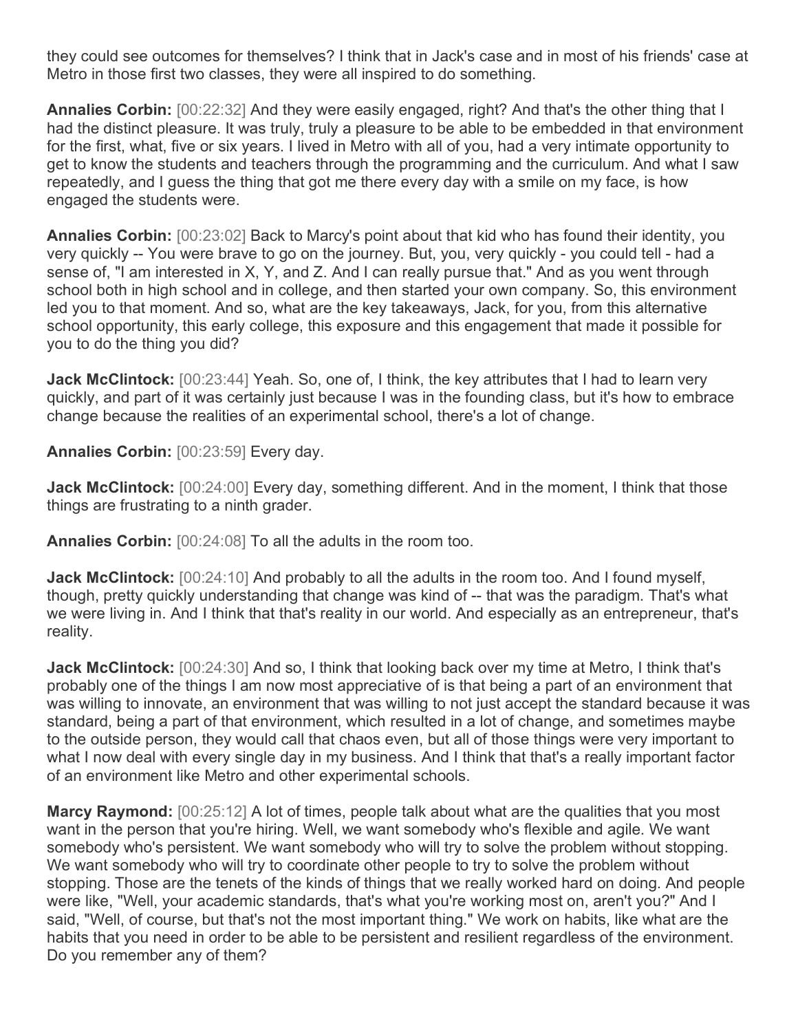they could see outcomes for themselves? I think that in Jack's case and in most of his friends' case at Metro in those first two classes, they were all inspired to do something.

**Annalies Corbin:** [00:22:32] And they were easily engaged, right? And that's the other thing that I had the distinct pleasure. It was truly, truly a pleasure to be able to be embedded in that environment for the first, what, five or six years. I lived in Metro with all of you, had a very intimate opportunity to get to know the students and teachers through the programming and the curriculum. And what I saw repeatedly, and I guess the thing that got me there every day with a smile on my face, is how engaged the students were.

**Annalies Corbin:** [00:23:02] Back to Marcy's point about that kid who has found their identity, you very quickly -- You were brave to go on the journey. But, you, very quickly - you could tell - had a sense of, "I am interested in X, Y, and Z. And I can really pursue that." And as you went through school both in high school and in college, and then started your own company. So, this environment led you to that moment. And so, what are the key takeaways, Jack, for you, from this alternative school opportunity, this early college, this exposure and this engagement that made it possible for you to do the thing you did?

**Jack McClintock:** [00:23:44] Yeah. So, one of, I think, the key attributes that I had to learn very quickly, and part of it was certainly just because I was in the founding class, but it's how to embrace change because the realities of an experimental school, there's a lot of change.

**Annalies Corbin:** [00:23:59] Every day.

**Jack McClintock:** [00:24:00] Every day, something different. And in the moment, I think that those things are frustrating to a ninth grader.

**Annalies Corbin:** [00:24:08] To all the adults in the room too.

**Jack McClintock:** [00:24:10] And probably to all the adults in the room too. And I found myself, though, pretty quickly understanding that change was kind of -- that was the paradigm. That's what we were living in. And I think that that's reality in our world. And especially as an entrepreneur, that's reality.

**Jack McClintock:** [00:24:30] And so, I think that looking back over my time at Metro, I think that's probably one of the things I am now most appreciative of is that being a part of an environment that was willing to innovate, an environment that was willing to not just accept the standard because it was standard, being a part of that environment, which resulted in a lot of change, and sometimes maybe to the outside person, they would call that chaos even, but all of those things were very important to what I now deal with every single day in my business. And I think that that's a really important factor of an environment like Metro and other experimental schools.

**Marcy Raymond:** [00:25:12] A lot of times, people talk about what are the qualities that you most want in the person that you're hiring. Well, we want somebody who's flexible and agile. We want somebody who's persistent. We want somebody who will try to solve the problem without stopping. We want somebody who will try to coordinate other people to try to solve the problem without stopping. Those are the tenets of the kinds of things that we really worked hard on doing. And people were like, "Well, your academic standards, that's what you're working most on, aren't you?" And I said, "Well, of course, but that's not the most important thing." We work on habits, like what are the habits that you need in order to be able to be persistent and resilient regardless of the environment. Do you remember any of them?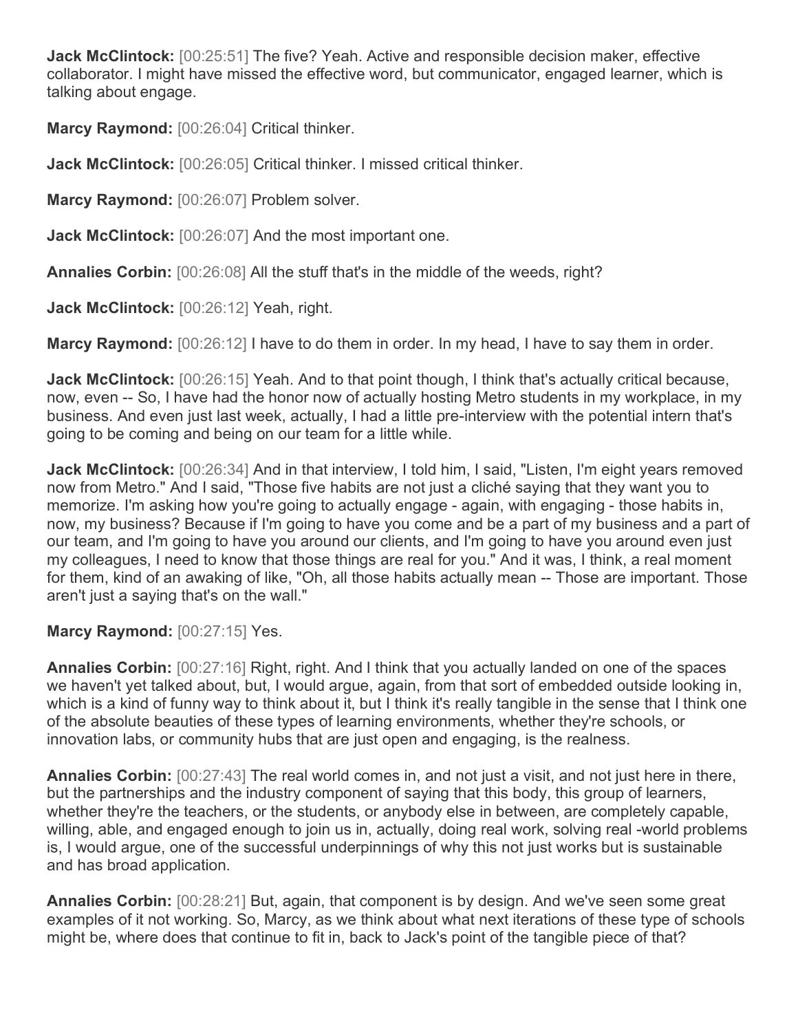**Jack McClintock:** [00:25:51] The five? Yeah. Active and responsible decision maker, effective collaborator. I might have missed the effective word, but communicator, engaged learner, which is talking about engage.

**Marcy Raymond:** [00:26:04] Critical thinker.

**Jack McClintock:** [00:26:05] Critical thinker. I missed critical thinker.

**Marcy Raymond:** [00:26:07] Problem solver.

**Jack McClintock:** [00:26:07] And the most important one.

**Annalies Corbin:** [00:26:08] All the stuff that's in the middle of the weeds, right?

**Jack McClintock:** [00:26:12] Yeah, right.

**Marcy Raymond:** [00:26:12] I have to do them in order. In my head, I have to say them in order.

**Jack McClintock:** [00:26:15] Yeah. And to that point though, I think that's actually critical because, now, even -- So, I have had the honor now of actually hosting Metro students in my workplace, in my business. And even just last week, actually, I had a little pre-interview with the potential intern that's going to be coming and being on our team for a little while.

**Jack McClintock:** [00:26:34] And in that interview, I told him, I said, "Listen, I'm eight years removed now from Metro." And I said, "Those five habits are not just a cliché saying that they want you to memorize. I'm asking how you're going to actually engage - again, with engaging - those habits in, now, my business? Because if I'm going to have you come and be a part of my business and a part of our team, and I'm going to have you around our clients, and I'm going to have you around even just my colleagues, I need to know that those things are real for you." And it was, I think, a real moment for them, kind of an awaking of like, "Oh, all those habits actually mean -- Those are important. Those aren't just a saying that's on the wall."

**Marcy Raymond:** [00:27:15] Yes.

**Annalies Corbin:** [00:27:16] Right, right. And I think that you actually landed on one of the spaces we haven't yet talked about, but, I would argue, again, from that sort of embedded outside looking in, which is a kind of funny way to think about it, but I think it's really tangible in the sense that I think one of the absolute beauties of these types of learning environments, whether they're schools, or innovation labs, or community hubs that are just open and engaging, is the realness.

**Annalies Corbin:** [00:27:43] The real world comes in, and not just a visit, and not just here in there, but the partnerships and the industry component of saying that this body, this group of learners, whether they're the teachers, or the students, or anybody else in between, are completely capable, willing, able, and engaged enough to join us in, actually, doing real work, solving real -world problems is, I would argue, one of the successful underpinnings of why this not just works but is sustainable and has broad application.

**Annalies Corbin:** [00:28:21] But, again, that component is by design. And we've seen some great examples of it not working. So, Marcy, as we think about what next iterations of these type of schools might be, where does that continue to fit in, back to Jack's point of the tangible piece of that?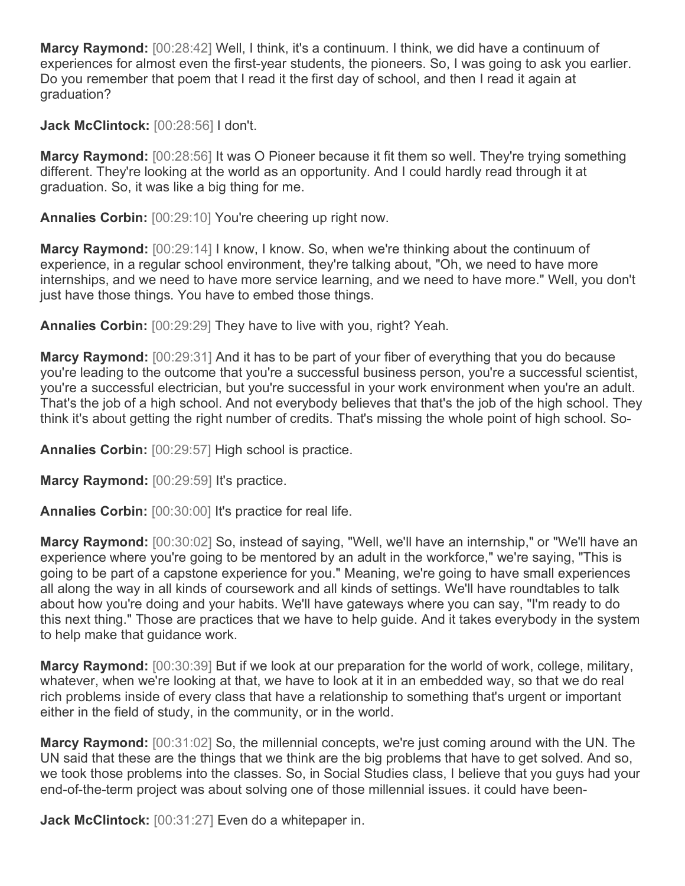**Marcy Raymond:** [00:28:42] Well, I think, it's a continuum. I think, we did have a continuum of experiences for almost even the first-year students, the pioneers. So, I was going to ask you earlier. Do you remember that poem that I read it the first day of school, and then I read it again at graduation?

**Jack McClintock:** [00:28:56] I don't.

**Marcy Raymond:** [00:28:56] It was O Pioneer because it fit them so well. They're trying something different. They're looking at the world as an opportunity. And I could hardly read through it at graduation. So, it was like a big thing for me.

**Annalies Corbin:** [00:29:10] You're cheering up right now.

**Marcy Raymond:** [00:29:14] I know, I know. So, when we're thinking about the continuum of experience, in a regular school environment, they're talking about, "Oh, we need to have more internships, and we need to have more service learning, and we need to have more." Well, you don't just have those things. You have to embed those things.

**Annalies Corbin:** [00:29:29] They have to live with you, right? Yeah.

**Marcy Raymond:** [00:29:31] And it has to be part of your fiber of everything that you do because you're leading to the outcome that you're a successful business person, you're a successful scientist, you're a successful electrician, but you're successful in your work environment when you're an adult. That's the job of a high school. And not everybody believes that that's the job of the high school. They think it's about getting the right number of credits. That's missing the whole point of high school. So-

**Annalies Corbin:** [00:29:57] High school is practice.

**Marcy Raymond:** [00:29:59] It's practice.

**Annalies Corbin:** [00:30:00] It's practice for real life.

**Marcy Raymond:** [00:30:02] So, instead of saying, "Well, we'll have an internship," or "We'll have an experience where you're going to be mentored by an adult in the workforce," we're saying, "This is going to be part of a capstone experience for you." Meaning, we're going to have small experiences all along the way in all kinds of coursework and all kinds of settings. We'll have roundtables to talk about how you're doing and your habits. We'll have gateways where you can say, "I'm ready to do this next thing." Those are practices that we have to help guide. And it takes everybody in the system to help make that guidance work.

**Marcy Raymond:** [00:30:39] But if we look at our preparation for the world of work, college, military, whatever, when we're looking at that, we have to look at it in an embedded way, so that we do real rich problems inside of every class that have a relationship to something that's urgent or important either in the field of study, in the community, or in the world.

**Marcy Raymond:** [00:31:02] So, the millennial concepts, we're just coming around with the UN. The UN said that these are the things that we think are the big problems that have to get solved. And so, we took those problems into the classes. So, in Social Studies class, I believe that you guys had your end-of-the-term project was about solving one of those millennial issues. it could have been-

**Jack McClintock:** [00:31:27] Even do a whitepaper in.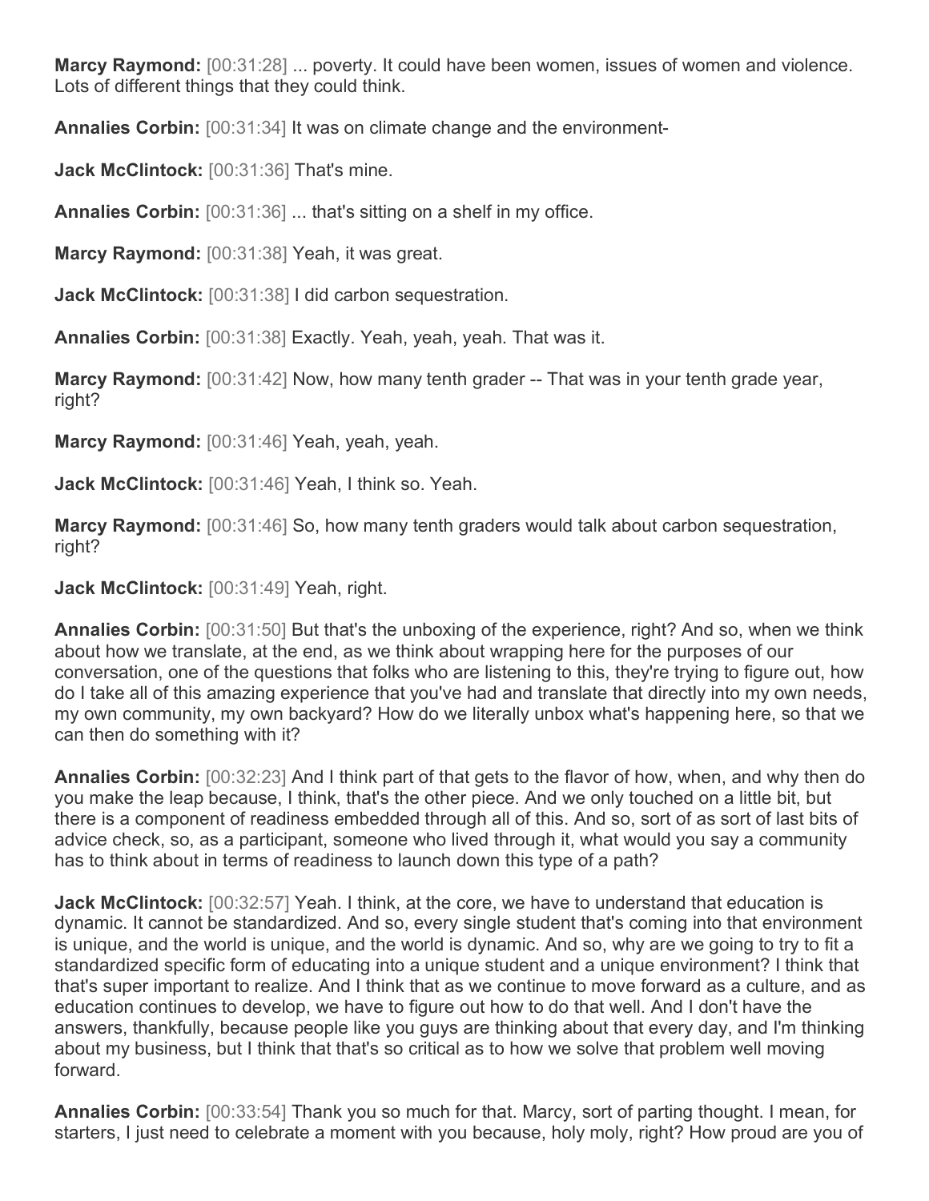**Marcy Raymond:** [00:31:28] ... poverty. It could have been women, issues of women and violence. Lots of different things that they could think.

**Annalies Corbin:** [00:31:34] It was on climate change and the environment-

**Jack McClintock:** [00:31:36] That's mine.

**Annalies Corbin:** [00:31:36] ... that's sitting on a shelf in my office.

**Marcy Raymond:** [00:31:38] Yeah, it was great.

**Jack McClintock:** [00:31:38] I did carbon sequestration.

**Annalies Corbin:** [00:31:38] Exactly. Yeah, yeah, yeah. That was it.

**Marcy Raymond:** [00:31:42] Now, how many tenth grader -- That was in your tenth grade year, right?

**Marcy Raymond:** [00:31:46] Yeah, yeah, yeah.

**Jack McClintock:** [00:31:46] Yeah, I think so. Yeah.

**Marcy Raymond:** [00:31:46] So, how many tenth graders would talk about carbon sequestration, right?

**Jack McClintock:** [00:31:49] Yeah, right.

**Annalies Corbin:** [00:31:50] But that's the unboxing of the experience, right? And so, when we think about how we translate, at the end, as we think about wrapping here for the purposes of our conversation, one of the questions that folks who are listening to this, they're trying to figure out, how do I take all of this amazing experience that you've had and translate that directly into my own needs, my own community, my own backyard? How do we literally unbox what's happening here, so that we can then do something with it?

**Annalies Corbin:** [00:32:23] And I think part of that gets to the flavor of how, when, and why then do you make the leap because, I think, that's the other piece. And we only touched on a little bit, but there is a component of readiness embedded through all of this. And so, sort of as sort of last bits of advice check, so, as a participant, someone who lived through it, what would you say a community has to think about in terms of readiness to launch down this type of a path?

**Jack McClintock:** [00:32:57] Yeah. I think, at the core, we have to understand that education is dynamic. It cannot be standardized. And so, every single student that's coming into that environment is unique, and the world is unique, and the world is dynamic. And so, why are we going to try to fit a standardized specific form of educating into a unique student and a unique environment? I think that that's super important to realize. And I think that as we continue to move forward as a culture, and as education continues to develop, we have to figure out how to do that well. And I don't have the answers, thankfully, because people like you guys are thinking about that every day, and I'm thinking about my business, but I think that that's so critical as to how we solve that problem well moving forward.

**Annalies Corbin:** [00:33:54] Thank you so much for that. Marcy, sort of parting thought. I mean, for starters, I just need to celebrate a moment with you because, holy moly, right? How proud are you of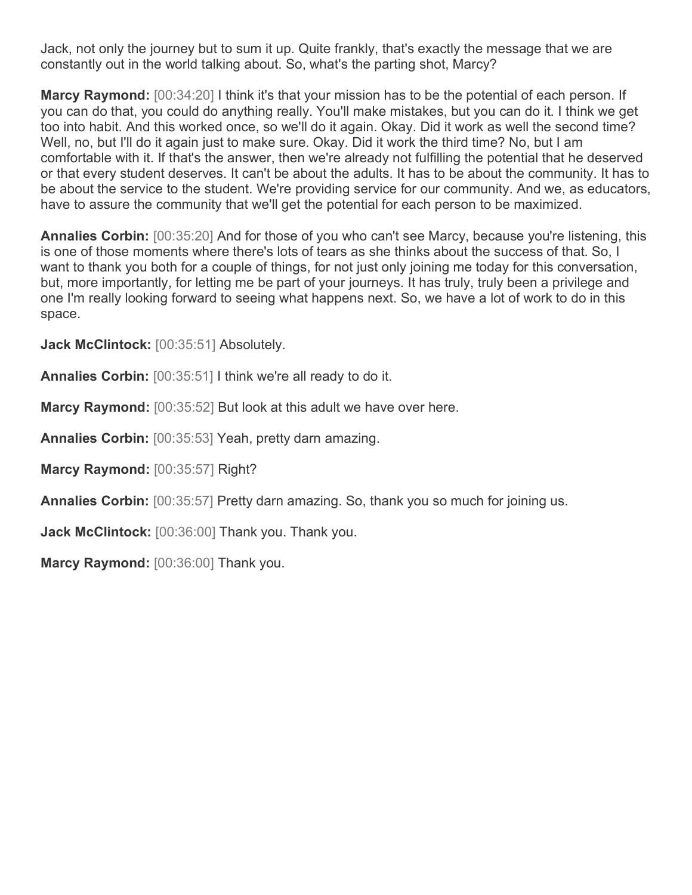Jack, not only the journey but to sum it up. Quite frankly, that's exactly the message that we are constantly out in the world talking about. So, what's the parting shot, Marcy?

**Marcy Raymond:** [00:34:20] I think it's that your mission has to be the potential of each person. If you can do that, you could do anything really. You'll make mistakes, but you can do it. I think we get too into habit. And this worked once, so we'll do it again. Okay. Did it work as well the second time? Well, no, but I'll do it again just to make sure. Okay. Did it work the third time? No, but I am comfortable with it. If that's the answer, then we're already not fulfilling the potential that he deserved or that every student deserves. It can't be about the adults. It has to be about the community. It has to be about the service to the student. We're providing service for our community. And we, as educators, have to assure the community that we'll get the potential for each person to be maximized.

**Annalies Corbin:** [00:35:20] And for those of you who can't see Marcy, because you're listening, this is one of those moments where there's lots of tears as she thinks about the success of that. So, I want to thank you both for a couple of things, for not just only joining me today for this conversation, but, more importantly, for letting me be part of your journeys. It has truly, truly been a privilege and one I'm really looking forward to seeing what happens next. So, we have a lot of work to do in this space.

**Jack McClintock:** [00:35:51] Absolutely.

**Annalies Corbin:** [00:35:51] I think we're all ready to do it.

**Marcy Raymond:** [00:35:52] But look at this adult we have over here.

**Annalies Corbin:** [00:35:53] Yeah, pretty darn amazing.

**Marcy Raymond:** [00:35:57] Right?

**Annalies Corbin:** [00:35:57] Pretty darn amazing. So, thank you so much for joining us.

**Jack McClintock:** [00:36:00] Thank you. Thank you.

**Marcy Raymond:** [00:36:00] Thank you.